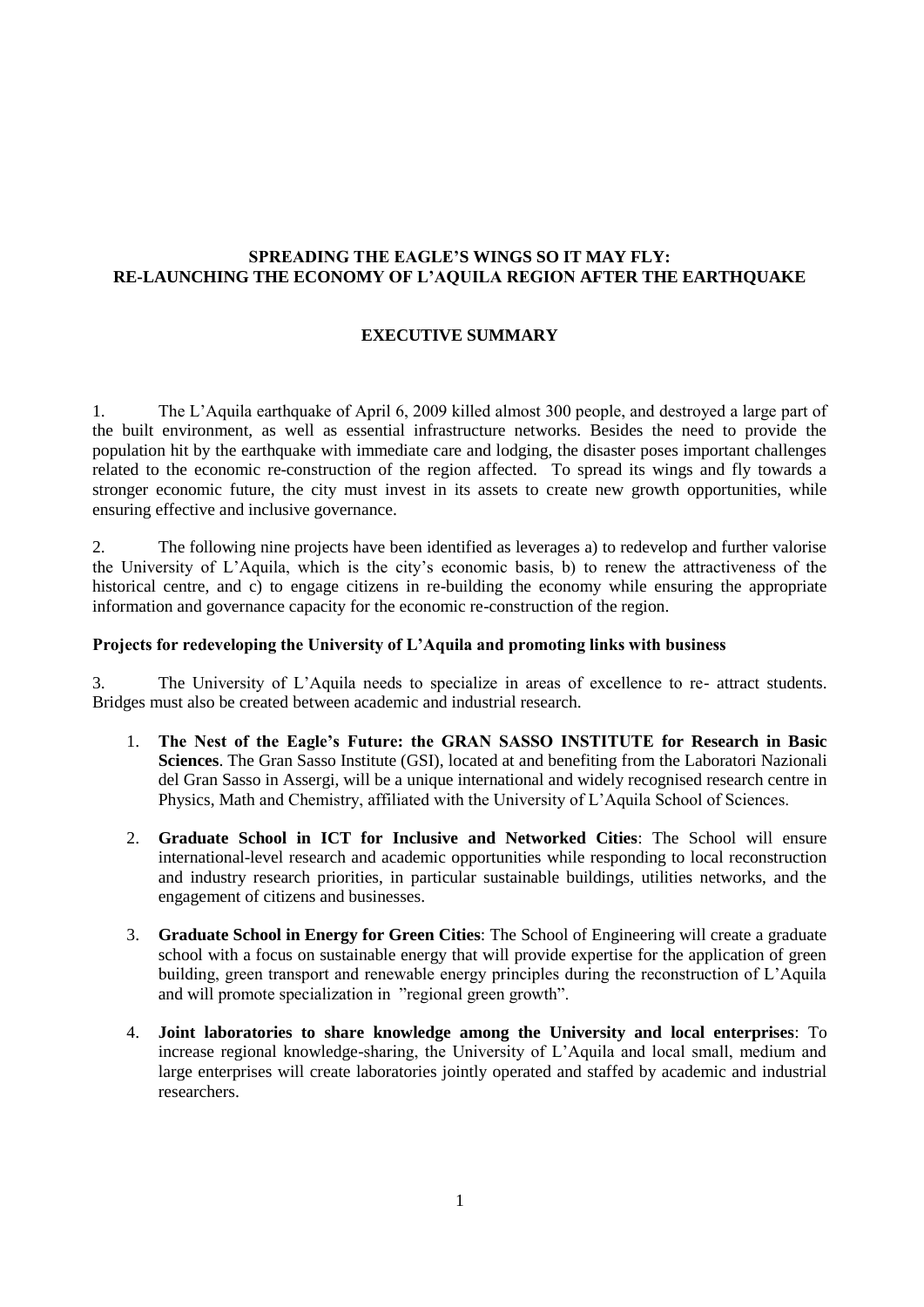# SPREADING THE EAGLE'S WINGS SO IT MAY FLY: RE-LAUNCHING THE ECONOMY OF L'AQUILA REGION AFTER THE EARTHQUAKE

## EXECUTIVE SUMMARY

1. The L'Aquila earthquake of April 6, 2009 killed almost 300 people, and destroyed a large part of the built environment, as well as essential infrastructure networks. Besides the need to provide the population hit by the earthquake with immediate care and lodging, the disaster poses important challenges related to the economic re-construction of the region affected. To spread its wings and fly towards a stronger economic future, the city must invest in its assets to create new growth opportunities, while ensuring effective and inclusive governance.

2. The following nine projects have been identified as leverages a) to redevelop and further valorise the University of L'Aquila, which is the city's economic basis, b) to renew the attractiveness of the historical centre, and c) to engage citizens in re-building the economy while ensuring the appropriate information and governance capacity for the economic re-construction of the region.

### Projects for redeveloping the University of L'Aquila and promoting links with business

3. The University of L'Aquila needs to specialize in areas of excellence to re- attract students. Bridges must also be created between academic and industrial research.

1. **The Nest of the Eagle's Future: the GRAN SASSO INSTITUTE for Research in Basic Sciences**. The Gran Sasso Institute (GSI), located at and benefiting from the Laboratori Nazionali del Gran Sasso in Assergi, will be a unique international and widely recognised research centre in Physics, Math and Chemistry, affiliated with the University of L'Aquila School of Sciences.

2. **Graduate School in ICT for Inclusive and Networked Cities**: The School will ensure international-level research and academic opportunities while responding to local reconstruction and industry research priorities, in particular sustainable buildings, utilities networks, and the engagement of citizens and businesses.

3. **Graduate School in Energy for Green Cities**: The School of Engineering will create a graduate school with a focus on sustainable energy that will provide expertise for the application of green building, green transport and renewable energy principles during the reconstruction of L'Aquila and will promote specialization in "regional green growth".

4. **Joint laboratories to share knowledge among the University and local enterprises**: To increase regional knowledge-sharing, the University of L'Aquila and local small, medium and large enterprises will create laboratories jointly operated and staffed by academic and industrial researchers.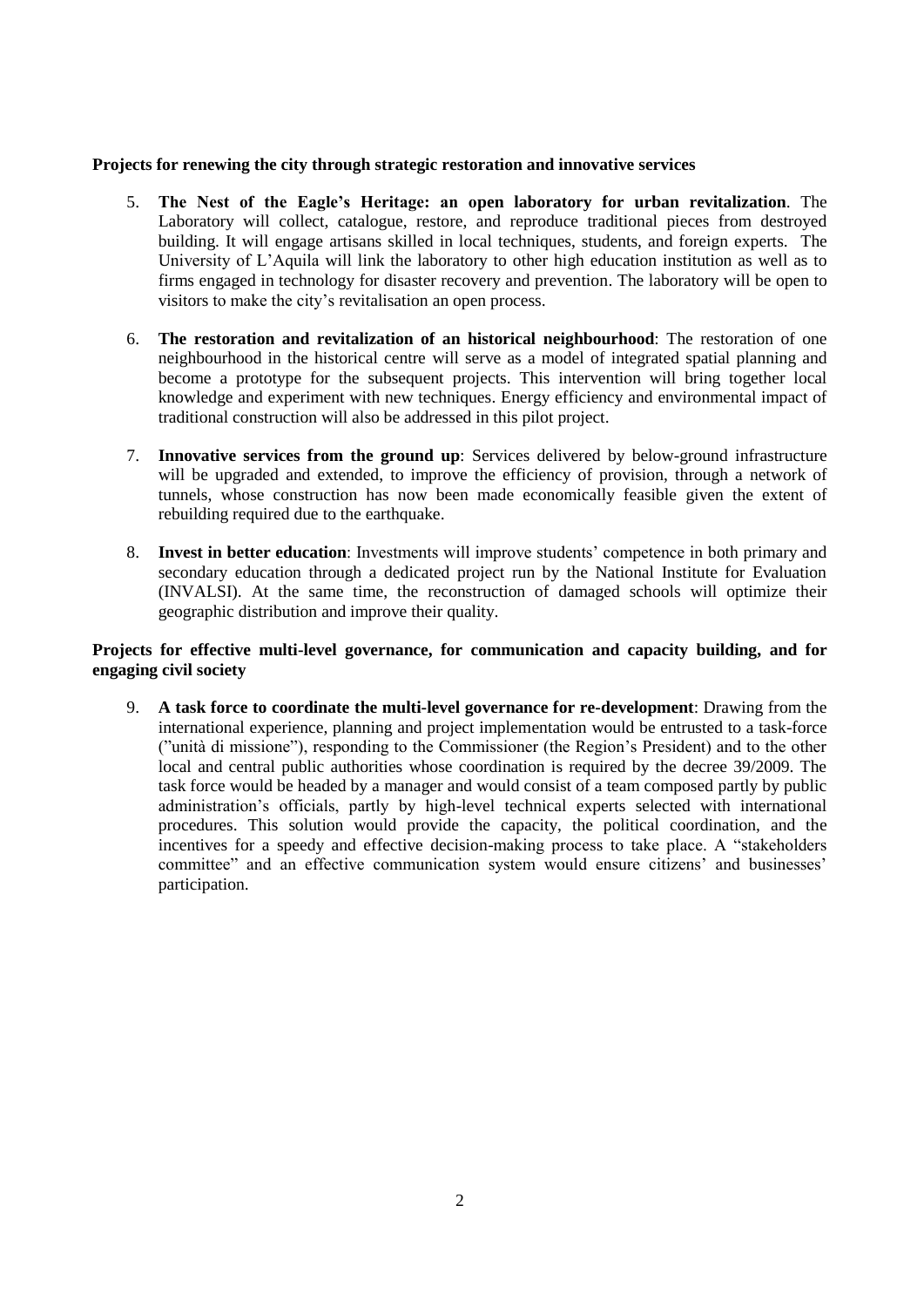**Projects for renewing the city through strategic restoration and innovative services**

5. **The Nest of the Eagle's Heritage: an open laboratory for urban revitalization**. The Laboratory will collect, catalogue, restore, and reproduce traditional pieces from destroyed building. It will engage artisans skilled in local techniques, students, and foreign experts. The University of L'Aquila will link the laboratory to other high education institution as well as to firms engaged in technology for disaster recovery and prevention. The laboratory will be open to visitors to make the city's revitalisation an open process.

6. **The restoration and revitalization of an historical neighbourhood**: The restoration of one neighbourhood in the historical centre will serve as a model of integrated spatial planning and become a prototype for the subsequent projects. This intervention will bring together local knowledge and experiment with new techniques. Energy efficiency and environmental impact of traditional construction will also be addressed in this pilot project.

7. **Innovative services from the ground up**: Services delivered by below-ground infrastructure will be upgraded and extended, to improve the efficiency of provision, through a network of tunnels, whose construction has now been made economically feasible given the extent of rebuilding required due to the earthquake.

8. **Invest in better education**: Investments will improve students' competence in both primary and secondary education through a dedicated project run by the National Institute for Evaluation (INVALSI). At the same time, the reconstruction of damaged schools will optimize their geographic distribution and improve their quality.

**Projects for effective multi-level governance, for communication and capacity building, and for engaging civil society**

9. **A task force to coordinate the multi-level governance for re-development**: Drawing from the international experience, planning and project implementation would be entrusted to a task-force ("unità di missione"), responding to the Commissioner (the Region's President) and to the other local and central public authorities whose coordination is required by the decree 39/2009. The task force would be headed by a manager and would consist of a team composed partly by public administration's officials, partly by high-level technical experts selected with international procedures. This solution would provide the capacity, the political coordination, and the incentives for a speedy and effective decision-making process to take place. A "stakeholders committee" and an effective communication system would ensure citizens' and businesses' participation.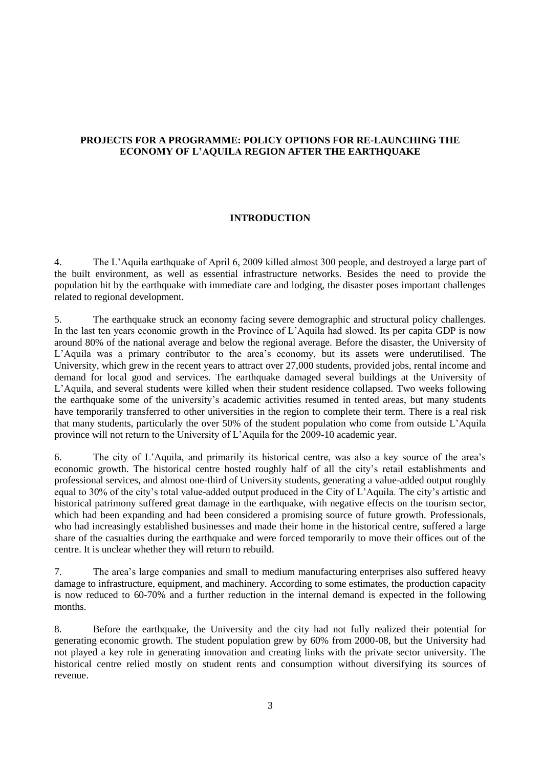# PROJECTS FOR A PROGRAMME: POLICY OPTIONS FOR RE-LAUNCHING THE ECONOMY OF L'AQUILA REGION AFTER THE EARTHQUAKE

## INTRODUCTION

4. The L'Aquila earthquake of April 6, 2009 killed almost 300 people, and destroyed a large part of the built environment, as well as essential infrastructure networks. Besides the need to provide the population hit by the earthquake with immediate care and lodging, the disaster poses important challenges related to regional development.

5. The earthquake struck an economy facing severe demographic and structural policy challenges. In the last ten years economic growth in the Province of L'Aquila had slowed. Its per capita GDP is now around 80% of the national average and below the regional average. Before the disaster, the University of L'Aquila was a primary contributor to the area's economy, but its assets were underutilised. The University, which grew in the recent years to attract over 27,000 students, provided jobs, rental income and demand for local good and services. The earthquake damaged several buildings at the University of L'Aquila, and several students were killed when their student residence collapsed. Two weeks following the earthquake some of the university's academic activities resumed in tented areas, but many students have temporarily transferred to other universities in the region to complete their term. There is a real risk that many students, particularly the over 50% of the student population who come from outside L'Aquila province will not return to the University of L'Aquila for the 2009-10 academic year.

6. The city of L'Aquila, and primarily its historical centre, was also a key source of the area's economic growth. The historical centre hosted roughly half of all the city's retail establishments and professional services, and almost one-third of University students, generating a value-added output roughly equal to 30% of the city's total value-added output produced in the City of L'Aquila. The city's artistic and historical patrimony suffered great damage in the earthquake, with negative effects on the tourism sector, which had been expanding and had been considered a promising source of future growth. Professionals, who had increasingly established businesses and made their home in the historical centre, suffered a large share of the casualties during the earthquake and were forced temporarily to move their offices out of the centre. It is unclear whether they will return to rebuild.

7. The area's large companies and small to medium manufacturing enterprises also suffered heavy damage to infrastructure, equipment, and machinery. According to some estimates, the production capacity is now reduced to 60-70% and a further reduction in the internal demand is expected in the following months.

8. Before the earthquake, the University and the city had not fully realized their potential for generating economic growth. The student population grew by 60% from 2000-08, but the University had not played a key role in generating innovation and creating links with the private sector university. The historical centre relied mostly on student rents and consumption without diversifying its sources of revenue.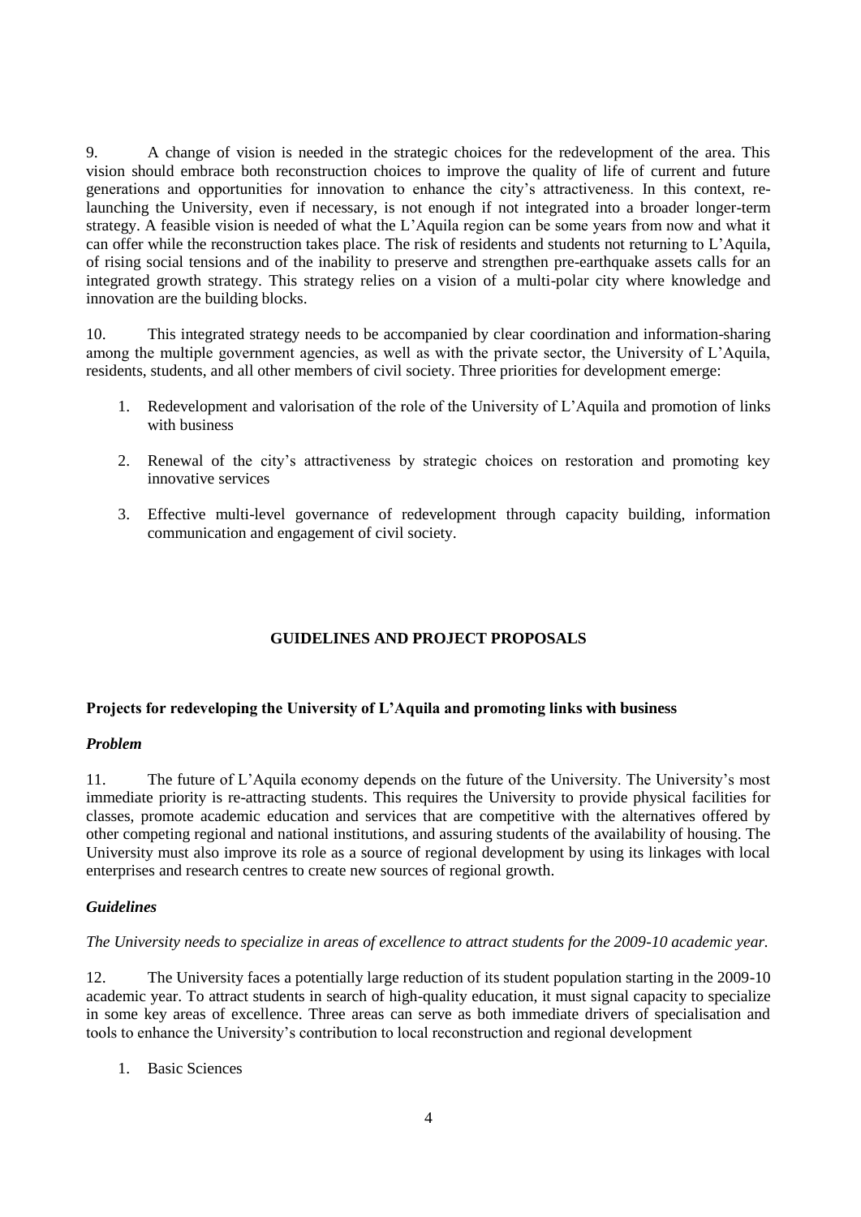9. A change of vision is needed in the strategic choices for the redevelopment of the area. This vision should embrace both reconstruction choices to improve the quality of life of current and future generations and opportunities for innovation to enhance the city's attractiveness. In this context, re-launching the University, even if necessary, is not enough if not integrated into a broader longer-term strategy. A feasible vision is needed of what the L'Aquila region can be some years from now and what it can offer while the reconstruction takes place. The risk of residents and students not returning to L'Aquila, of rising social tensions and of the inability to preserve and strengthen pre-earthquake assets calls for an integrated growth strategy. This strategy relies on a vision of a multi-polar city where knowledge and innovation are the building blocks.

10. This integrated strategy needs to be accompanied by clear coordination and information-sharing among the multiple government agencies, as well as with the private sector, the University of L'Aquila, residents, students, and all other members of civil society. Three priorities for development emerge:

1. Redevelopment and valorisation of the role of the University of L'Aquila and promotion of links with business

2. Renewal of the city's attractiveness by strategic choices on restoration and promoting key innovative services

3. Effective multi-level governance of redevelopment through capacity building, information communication and engagement of civil society.

## GUIDELINES AND PROJECT PROPOSALS

### Projects for redeveloping the University of L'Aquila and promoting links with business

#### *Problem*

11. The future of L'Aquila economy depends on the future of the University. The University's most immediate priority is re-attracting students. This requires the University to provide physical facilities for classes, promote academic education and services that are competitive with the alternatives offered by other competing regional and national institutions, and assuring students of the availability of housing. The University must also improve its role as a source of regional development by using its linkages with local enterprises and research centres to create new sources of regional growth.

#### *Guidelines*

*The University needs to specialize in areas of excellence to attract students for the 2009-10 academic year.*

12. The University faces a potentially large reduction of its student population starting in the 2009-10 academic year. To attract students in search of high-quality education, it must signal capacity to specialize in some key areas of excellence. Three areas can serve as both immediate drivers of specialisation and tools to enhance the University's contribution to local reconstruction and regional development

1. Basic Sciences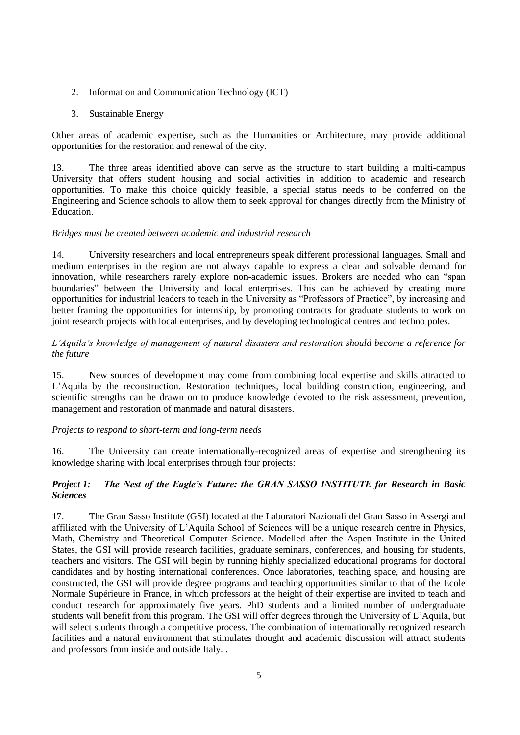2. Information and Communication Technology (ICT)
3. Sustainable Energy

Other areas of academic expertise, such as the Humanities or Architecture, may provide additional opportunities for the restoration and renewal of the city.

13. The three areas identified above can serve as the structure to start building a multi-campus University that offers student housing and social activities in addition to academic and research opportunities. To make this choice quickly feasible, a special status needs to be conferred on the Engineering and Science schools to allow them to seek approval for changes directly from the Ministry of Education.

*Bridges must be created between academic and industrial research*

14. University researchers and local entrepreneurs speak different professional languages. Small and medium enterprises in the region are not always capable to express a clear and solvable demand for innovation, while researchers rarely explore non-academic issues. Brokers are needed who can "span boundaries" between the University and local enterprises. This can be achieved by creating more opportunities for industrial leaders to teach in the University as "Professors of Practice", by increasing and better framing the opportunities for internship, by promoting contracts for graduate students to work on joint research projects with local enterprises, and by developing technological centres and techno poles.

*L'Aquila's knowledge of management of natural disasters and restoration should become a reference for the future*

15. New sources of development may come from combining local expertise and skills attracted to L'Aquila by the reconstruction. Restoration techniques, local building construction, engineering, and scientific strengths can be drawn on to produce knowledge devoted to the risk assessment, prevention, management and restoration of manmade and natural disasters.

*Projects to respond to short-term and long-term needs*

16. The University can create internationally-recognized areas of expertise and strengthening its knowledge sharing with local enterprises through four projects:

***Project 1: The Nest of the Eagle's Future: the GRAN SASSO INSTITUTE for Research in Basic Sciences***

17. The Gran Sasso Institute (GSI) located at the Laboratori Nazionali del Gran Sasso in Assergi and affiliated with the University of L'Aquila School of Sciences will be a unique research centre in Physics, Math, Chemistry and Theoretical Computer Science. Modelled after the Aspen Institute in the United States, the GSI will provide research facilities, graduate seminars, conferences, and housing for students, teachers and visitors. The GSI will begin by running highly specialized educational programs for doctoral candidates and by hosting international conferences. Once laboratories, teaching space, and housing are constructed, the GSI will provide degree programs and teaching opportunities similar to that of the Ecole Normale Supérieure in France, in which professors at the height of their expertise are invited to teach and conduct research for approximately five years. PhD students and a limited number of undergraduate students will benefit from this program. The GSI will offer degrees through the University of L'Aquila, but will select students through a competitive process. The combination of internationally recognized research facilities and a natural environment that stimulates thought and academic discussion will attract students and professors from inside and outside Italy. .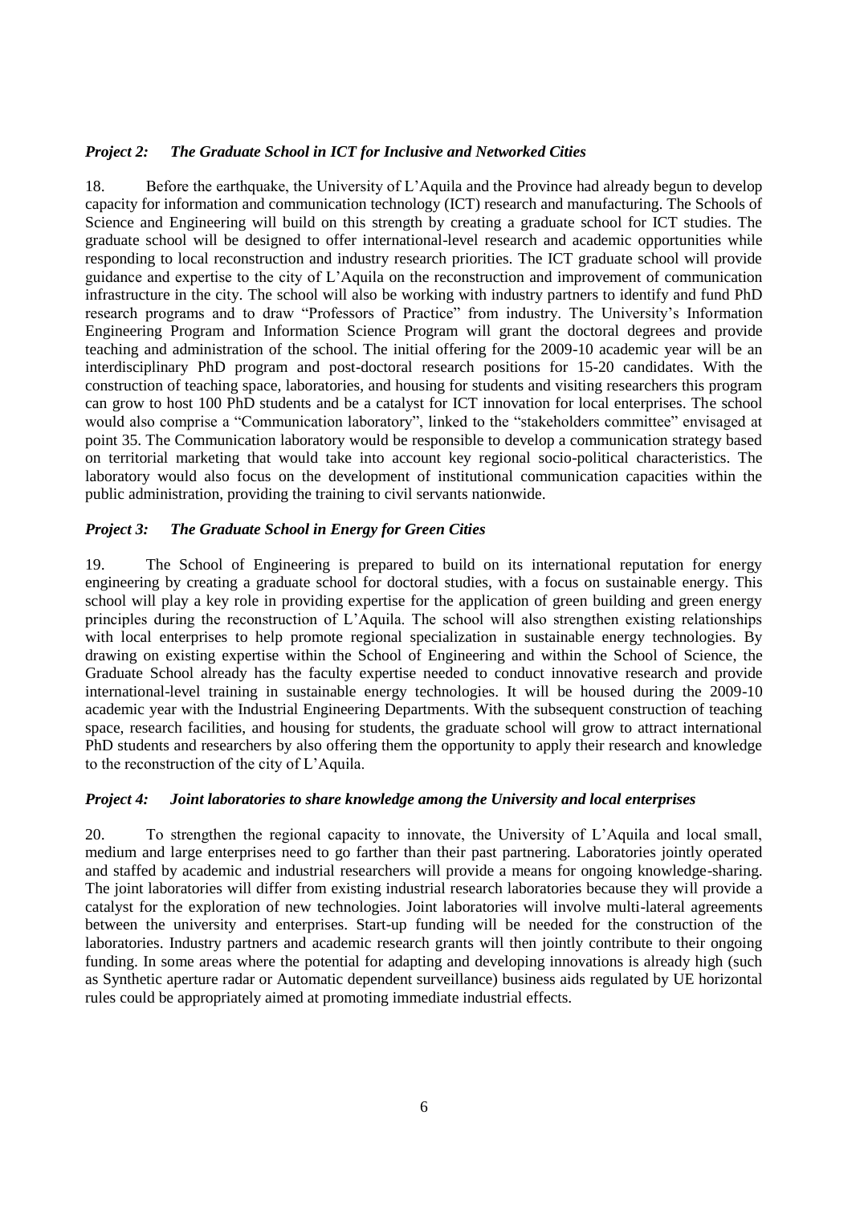### *Project 2: The Graduate School in ICT for Inclusive and Networked Cities*

18. Before the earthquake, the University of L'Aquila and the Province had already begun to develop capacity for information and communication technology (ICT) research and manufacturing. The Schools of Science and Engineering will build on this strength by creating a graduate school for ICT studies. The graduate school will be designed to offer international-level research and academic opportunities while responding to local reconstruction and industry research priorities. The ICT graduate school will provide guidance and expertise to the city of L'Aquila on the reconstruction and improvement of communication infrastructure in the city. The school will also be working with industry partners to identify and fund PhD research programs and to draw "Professors of Practice" from industry. The University's Information Engineering Program and Information Science Program will grant the doctoral degrees and provide teaching and administration of the school. The initial offering for the 2009-10 academic year will be an interdisciplinary PhD program and post-doctoral research positions for 15-20 candidates. With the construction of teaching space, laboratories, and housing for students and visiting researchers this program can grow to host 100 PhD students and be a catalyst for ICT innovation for local enterprises. The school would also comprise a "Communication laboratory", linked to the "stakeholders committee" envisaged at point 35. The Communication laboratory would be responsible to develop a communication strategy based on territorial marketing that would take into account key regional socio-political characteristics. The laboratory would also focus on the development of institutional communication capacities within the public administration, providing the training to civil servants nationwide.

### *Project 3: The Graduate School in Energy for Green Cities*

19. The School of Engineering is prepared to build on its international reputation for energy engineering by creating a graduate school for doctoral studies, with a focus on sustainable energy. This school will play a key role in providing expertise for the application of green building and green energy principles during the reconstruction of L'Aquila. The school will also strengthen existing relationships with local enterprises to help promote regional specialization in sustainable energy technologies. By drawing on existing expertise within the School of Engineering and within the School of Science, the Graduate School already has the faculty expertise needed to conduct innovative research and provide international-level training in sustainable energy technologies. It will be housed during the 2009-10 academic year with the Industrial Engineering Departments. With the subsequent construction of teaching space, research facilities, and housing for students, the graduate school will grow to attract international PhD students and researchers by also offering them the opportunity to apply their research and knowledge to the reconstruction of the city of L'Aquila.

### *Project 4: Joint laboratories to share knowledge among the University and local enterprises*

20. To strengthen the regional capacity to innovate, the University of L'Aquila and local small, medium and large enterprises need to go farther than their past partnering. Laboratories jointly operated and staffed by academic and industrial researchers will provide a means for ongoing knowledge-sharing. The joint laboratories will differ from existing industrial research laboratories because they will provide a catalyst for the exploration of new technologies. Joint laboratories will involve multi-lateral agreements between the university and enterprises. Start-up funding will be needed for the construction of the laboratories. Industry partners and academic research grants will then jointly contribute to their ongoing funding. In some areas where the potential for adapting and developing innovations is already high (such as Synthetic aperture radar or Automatic dependent surveillance) business aids regulated by UE horizontal rules could be appropriately aimed at promoting immediate industrial effects.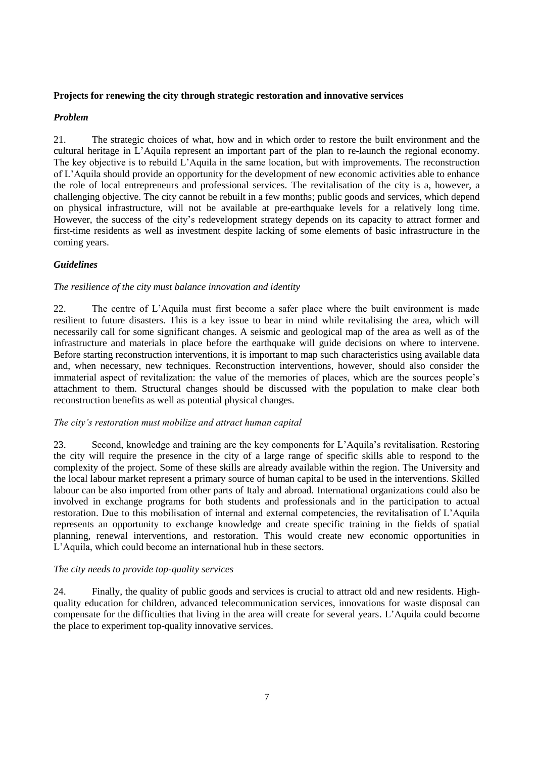**Projects for renewing the city through strategic restoration and innovative services**

***Problem***

21. The strategic choices of what, how and in which order to restore the built environment and the cultural heritage in L'Aquila represent an important part of the plan to re-launch the regional economy. The key objective is to rebuild L'Aquila in the same location, but with improvements. The reconstruction of L'Aquila should provide an opportunity for the development of new economic activities able to enhance the role of local entrepreneurs and professional services. The revitalisation of the city is a, however, a challenging objective. The city cannot be rebuilt in a few months; public goods and services, which depend on physical infrastructure, will not be available at pre-earthquake levels for a relatively long time. However, the success of the city's redevelopment strategy depends on its capacity to attract former and first-time residents as well as investment despite lacking of some elements of basic infrastructure in the coming years.

***Guidelines***

*The resilience of the city must balance innovation and identity*

22. The centre of L'Aquila must first become a safer place where the built environment is made resilient to future disasters. This is a key issue to bear in mind while revitalising the area, which will necessarily call for some significant changes. A seismic and geological map of the area as well as of the infrastructure and materials in place before the earthquake will guide decisions on where to intervene. Before starting reconstruction interventions, it is important to map such characteristics using available data and, when necessary, new techniques. Reconstruction interventions, however, should also consider the immaterial aspect of revitalization: the value of the memories of places, which are the sources people's attachment to them. Structural changes should be discussed with the population to make clear both reconstruction benefits as well as potential physical changes.

*The city's restoration must mobilize and attract human capital*

23. Second, knowledge and training are the key components for L'Aquila's revitalisation. Restoring the city will require the presence in the city of a large range of specific skills able to respond to the complexity of the project. Some of these skills are already available within the region. The University and the local labour market represent a primary source of human capital to be used in the interventions. Skilled labour can be also imported from other parts of Italy and abroad. International organizations could also be involved in exchange programs for both students and professionals and in the participation to actual restoration. Due to this mobilisation of internal and external competencies, the revitalisation of L'Aquila represents an opportunity to exchange knowledge and create specific training in the fields of spatial planning, renewal interventions, and restoration. This would create new economic opportunities in L'Aquila, which could become an international hub in these sectors.

*The city needs to provide top-quality services*

24. Finally, the quality of public goods and services is crucial to attract old and new residents. High-quality education for children, advanced telecommunication services, innovations for waste disposal can compensate for the difficulties that living in the area will create for several years. L'Aquila could become the place to experiment top-quality innovative services.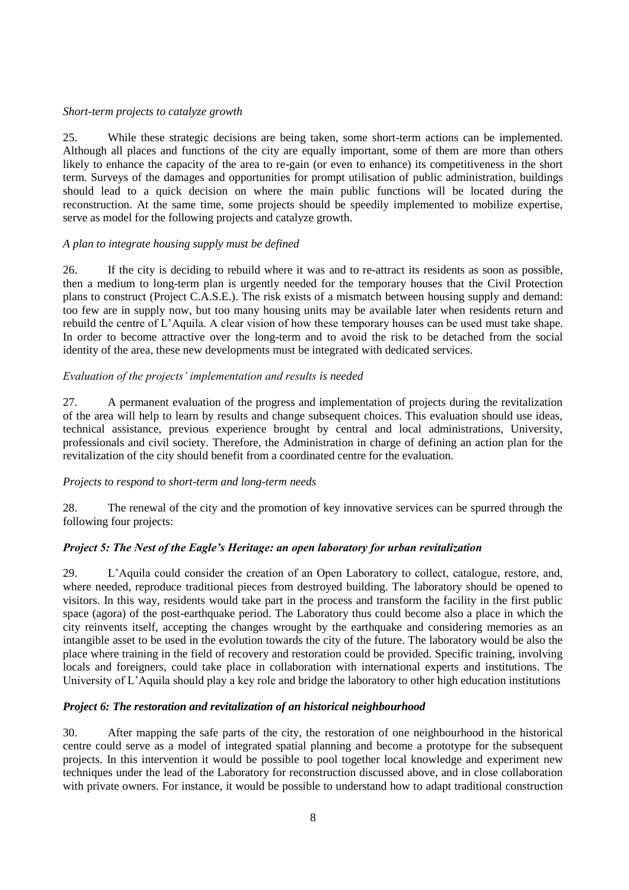*Short-term projects to catalyze growth*

25. While these strategic decisions are being taken, some short-term actions can be implemented. Although all places and functions of the city are equally important, some of them are more than others likely to enhance the capacity of the area to re-gain (or even to enhance) its competitiveness in the short term. Surveys of the damages and opportunities for prompt utilisation of public administration, buildings should lead to a quick decision on where the main public functions will be located during the reconstruction. At the same time, some projects should be speedily implemented to mobilize expertise, serve as model for the following projects and catalyze growth.

*A plan to integrate housing supply must be defined*

26. If the city is deciding to rebuild where it was and to re-attract its residents as soon as possible, then a medium to long-term plan is urgently needed for the temporary houses that the Civil Protection plans to construct (Project C.A.S.E.). The risk exists of a mismatch between housing supply and demand: too few are in supply now, but too many housing units may be available later when residents return and rebuild the centre of L'Aquila. A clear vision of how these temporary houses can be used must take shape. In order to become attractive over the long-term and to avoid the risk to be detached from the social identity of the area, these new developments must be integrated with dedicated services.

*Evaluation of the projects' implementation and results is needed*

27. A permanent evaluation of the progress and implementation of projects during the revitalization of the area will help to learn by results and change subsequent choices. This evaluation should use ideas, technical assistance, previous experience brought by central and local administrations, University, professionals and civil society. Therefore, the Administration in charge of defining an action plan for the revitalization of the city should benefit from a coordinated centre for the evaluation.

*Projects to respond to short-term and long-term needs*

28. The renewal of the city and the promotion of key innovative services can be spurred through the following four projects:

***Project 5: The Nest of the Eagle's Heritage: an open laboratory for urban revitalization***

29. L'Aquila could consider the creation of an Open Laboratory to collect, catalogue, restore, and, where needed, reproduce traditional pieces from destroyed building. The laboratory should be opened to visitors. In this way, residents would take part in the process and transform the facility in the first public space (agora) of the post-earthquake period. The Laboratory thus could become also a place in which the city reinvents itself, accepting the changes wrought by the earthquake and considering memories as an intangible asset to be used in the evolution towards the city of the future. The laboratory would be also the place where training in the field of recovery and restoration could be provided. Specific training, involving locals and foreigners, could take place in collaboration with international experts and institutions. The University of L'Aquila should play a key role and bridge the laboratory to other high education institutions

***Project 6: The restoration and revitalization of an historical neighbourhood***

30. After mapping the safe parts of the city, the restoration of one neighbourhood in the historical centre could serve as a model of integrated spatial planning and become a prototype for the subsequent projects. In this intervention it would be possible to pool together local knowledge and experiment new techniques under the lead of the Laboratory for reconstruction discussed above, and in close collaboration with private owners. For instance, it would be possible to understand how to adapt traditional construction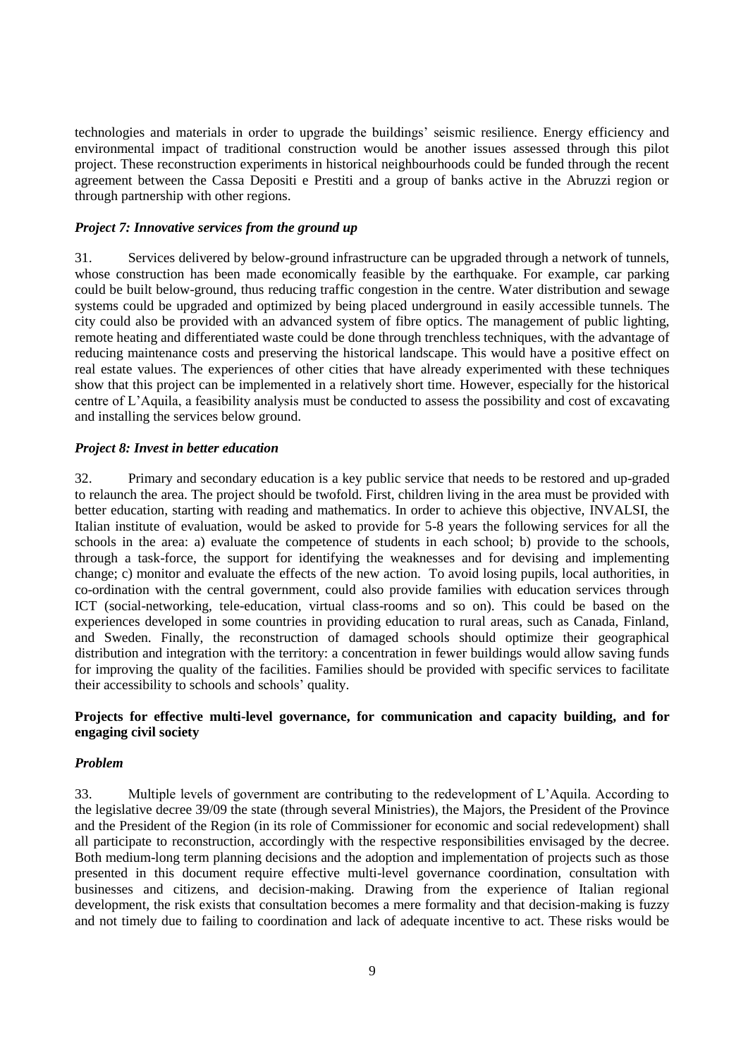technologies and materials in order to upgrade the buildings' seismic resilience. Energy efficiency and environmental impact of traditional construction would be another issues assessed through this pilot project. These reconstruction experiments in historical neighbourhoods could be funded through the recent agreement between the Cassa Depositi e Prestiti and a group of banks active in the Abruzzi region or through partnership with other regions.

### *Project 7: Innovative services from the ground up*

31. Services delivered by below-ground infrastructure can be upgraded through a network of tunnels, whose construction has been made economically feasible by the earthquake. For example, car parking could be built below-ground, thus reducing traffic congestion in the centre. Water distribution and sewage systems could be upgraded and optimized by being placed underground in easily accessible tunnels. The city could also be provided with an advanced system of fibre optics. The management of public lighting, remote heating and differentiated waste could be done through trenchless techniques, with the advantage of reducing maintenance costs and preserving the historical landscape. This would have a positive effect on real estate values. The experiences of other cities that have already experimented with these techniques show that this project can be implemented in a relatively short time. However, especially for the historical centre of L'Aquila, a feasibility analysis must be conducted to assess the possibility and cost of excavating and installing the services below ground.

### *Project 8: Invest in better education*

32. Primary and secondary education is a key public service that needs to be restored and up-graded to relaunch the area. The project should be twofold. First, children living in the area must be provided with better education, starting with reading and mathematics. In order to achieve this objective, INVALSI, the Italian institute of evaluation, would be asked to provide for 5-8 years the following services for all the schools in the area: a) evaluate the competence of students in each school; b) provide to the schools, through a task-force, the support for identifying the weaknesses and for devising and implementing change; c) monitor and evaluate the effects of the new action. To avoid losing pupils, local authorities, in co-ordination with the central government, could also provide families with education services through ICT (social-networking, tele-education, virtual class-rooms and so on). This could be based on the experiences developed in some countries in providing education to rural areas, such as Canada, Finland, and Sweden. Finally, the reconstruction of damaged schools should optimize their geographical distribution and integration with the territory: a concentration in fewer buildings would allow saving funds for improving the quality of the facilities. Families should be provided with specific services to facilitate their accessibility to schools and schools' quality.

## **Projects for effective multi-level governance, for communication and capacity building, and for engaging civil society**

### *Problem*

33. Multiple levels of government are contributing to the redevelopment of L'Aquila. According to the legislative decree 39/09 the state (through several Ministries), the Majors, the President of the Province and the President of the Region (in its role of Commissioner for economic and social redevelopment) shall all participate to reconstruction, accordingly with the respective responsibilities envisaged by the decree. Both medium-long term planning decisions and the adoption and implementation of projects such as those presented in this document require effective multi-level governance coordination, consultation with businesses and citizens, and decision-making. Drawing from the experience of Italian regional development, the risk exists that consultation becomes a mere formality and that decision-making is fuzzy and not timely due to failing to coordination and lack of adequate incentive to act. These risks would be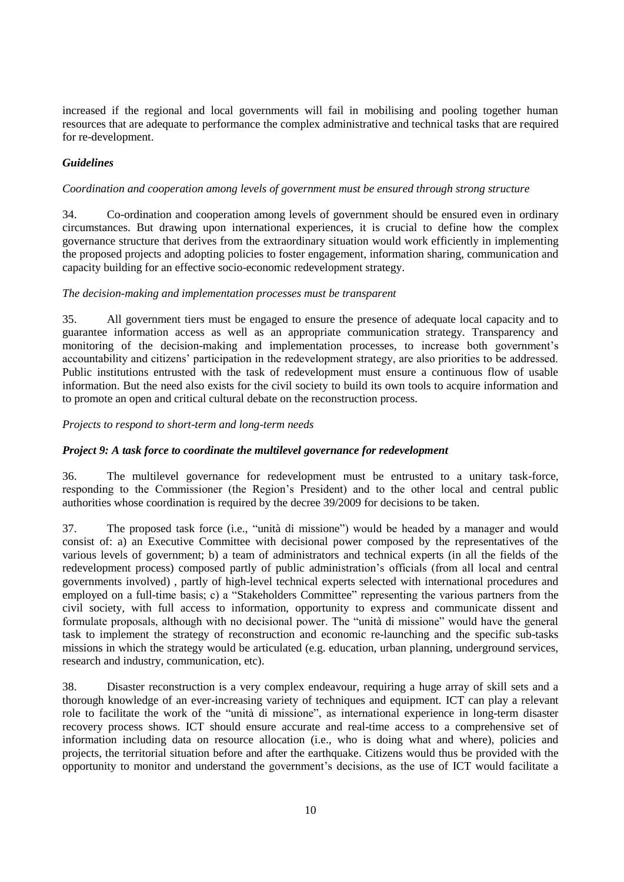increased if the regional and local governments will fail in mobilising and pooling together human resources that are adequate to performance the complex administrative and technical tasks that are required for re-development.

### *Guidelines*

*Coordination and cooperation among levels of government must be ensured through strong structure*

34. Co-ordination and cooperation among levels of government should be ensured even in ordinary circumstances. But drawing upon international experiences, it is crucial to define how the complex governance structure that derives from the extraordinary situation would work efficiently in implementing the proposed projects and adopting policies to foster engagement, information sharing, communication and capacity building for an effective socio-economic redevelopment strategy.

*The decision-making and implementation processes must be transparent*

35. All government tiers must be engaged to ensure the presence of adequate local capacity and to guarantee information access as well as an appropriate communication strategy. Transparency and monitoring of the decision-making and implementation processes, to increase both government's accountability and citizens' participation in the redevelopment strategy, are also priorities to be addressed. Public institutions entrusted with the task of redevelopment must ensure a continuous flow of usable information. But the need also exists for the civil society to build its own tools to acquire information and to promote an open and critical cultural debate on the reconstruction process.

*Projects to respond to short-term and long-term needs*

### ***Project 9: A task force to coordinate the multilevel governance for redevelopment***

36. The multilevel governance for redevelopment must be entrusted to a unitary task-force, responding to the Commissioner (the Region's President) and to the other local and central public authorities whose coordination is required by the decree 39/2009 for decisions to be taken.

37. The proposed task force (i.e., "unità di missione") would be headed by a manager and would consist of: a) an Executive Committee with decisional power composed by the representatives of the various levels of government; b) a team of administrators and technical experts (in all the fields of the redevelopment process) composed partly of public administration's officials (from all local and central governments involved) , partly of high-level technical experts selected with international procedures and employed on a full-time basis; c) a "Stakeholders Committee" representing the various partners from the civil society, with full access to information, opportunity to express and communicate dissent and formulate proposals, although with no decisional power. The "unità di missione" would have the general task to implement the strategy of reconstruction and economic re-launching and the specific sub-tasks missions in which the strategy would be articulated (e.g. education, urban planning, underground services, research and industry, communication, etc).

38. Disaster reconstruction is a very complex endeavour, requiring a huge array of skill sets and a thorough knowledge of an ever-increasing variety of techniques and equipment. ICT can play a relevant role to facilitate the work of the "unità di missione", as international experience in long-term disaster recovery process shows. ICT should ensure accurate and real-time access to a comprehensive set of information including data on resource allocation (i.e., who is doing what and where), policies and projects, the territorial situation before and after the earthquake. Citizens would thus be provided with the opportunity to monitor and understand the government's decisions, as the use of ICT would facilitate a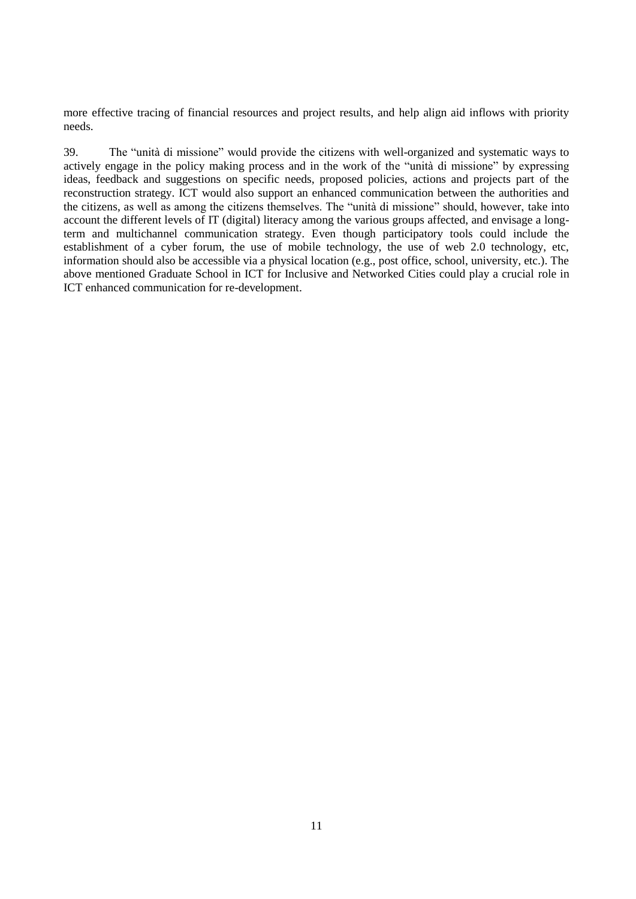more effective tracing of financial resources and project results, and help align aid inflows with priority needs.

39. The "unità di missione" would provide the citizens with well-organized and systematic ways to actively engage in the policy making process and in the work of the "unità di missione" by expressing ideas, feedback and suggestions on specific needs, proposed policies, actions and projects part of the reconstruction strategy. ICT would also support an enhanced communication between the authorities and the citizens, as well as among the citizens themselves. The "unità di missione" should, however, take into account the different levels of IT (digital) literacy among the various groups affected, and envisage a long-term and multichannel communication strategy. Even though participatory tools could include the establishment of a cyber forum, the use of mobile technology, the use of web 2.0 technology, etc, information should also be accessible via a physical location (e.g., post office, school, university, etc.). The above mentioned Graduate School in ICT for Inclusive and Networked Cities could play a crucial role in ICT enhanced communication for re-development.